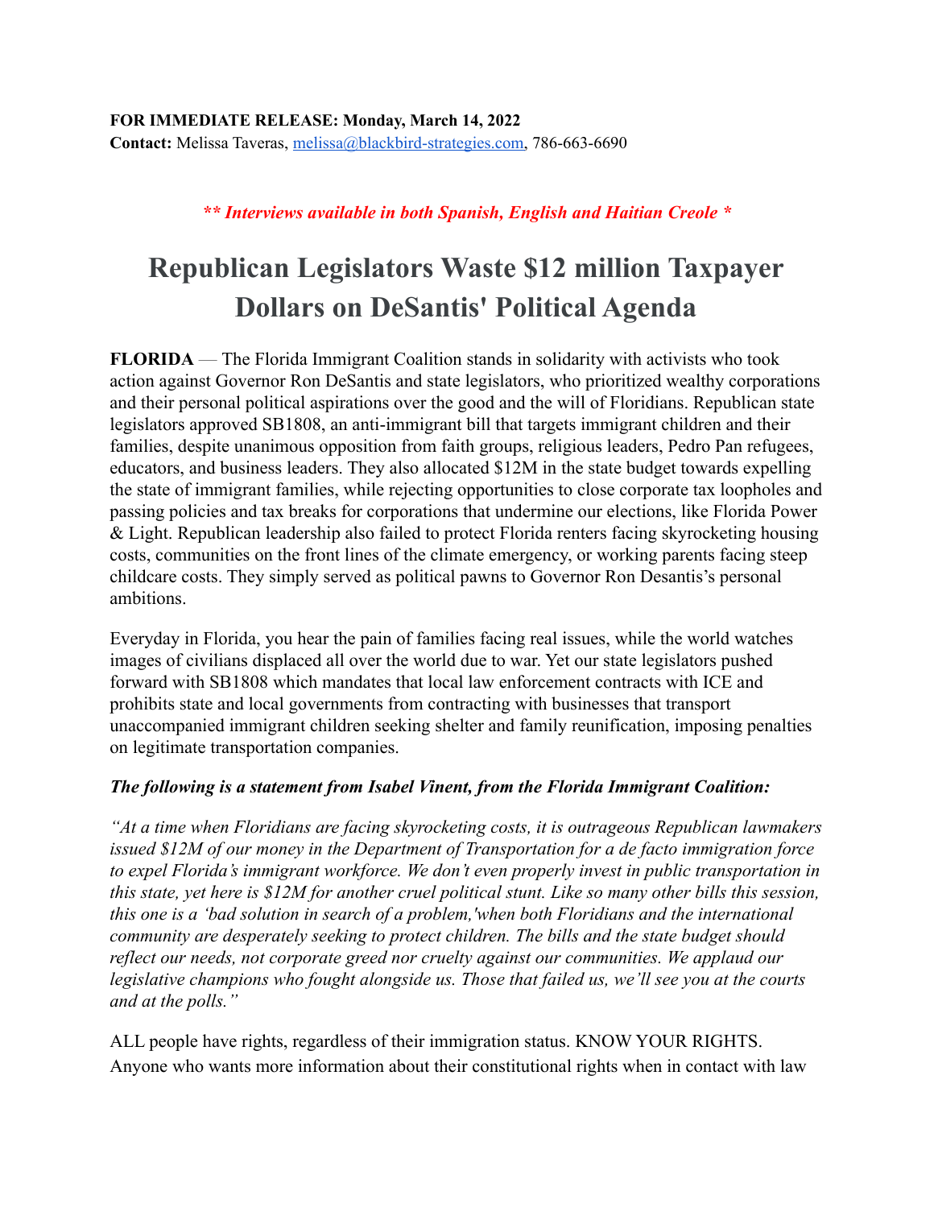**FOR IMMEDIATE RELEASE: Monday, March 14, 2022**
**Contact:** Melissa Taveras, melissa@blackbird-strategies.com, 786-663-6690

***\*\* Interviews available in both Spanish, English and Haitian Creole \****

# Republican Legislators Waste $12 million Taxpayer Dollars on DeSantis' Political Agenda

**FLORIDA** — The Florida Immigrant Coalition stands in solidarity with activists who took action against Governor Ron DeSantis and state legislators, who prioritized wealthy corporations and their personal political aspirations over the good and the will of Floridians. Republican state legislators approved SB1808, an anti-immigrant bill that targets immigrant children and their families, despite unanimous opposition from faith groups, religious leaders, Pedro Pan refugees, educators, and business leaders. They also allocated $12M in the state budget towards expelling the state of immigrant families, while rejecting opportunities to close corporate tax loopholes and passing policies and tax breaks for corporations that undermine our elections, like Florida Power & Light. Republican leadership also failed to protect Florida renters facing skyrocketing housing costs, communities on the front lines of the climate emergency, or working parents facing steep childcare costs. They simply served as political pawns to Governor Ron Desantis's personal ambitions.

Everyday in Florida, you hear the pain of families facing real issues, while the world watches images of civilians displaced all over the world due to war. Yet our state legislators pushed forward with SB1808 which mandates that local law enforcement contracts with ICE and prohibits state and local governments from contracting with businesses that transport unaccompanied immigrant children seeking shelter and family reunification, imposing penalties on legitimate transportation companies.

***The following is a statement from Isabel Vinent, from the Florida Immigrant Coalition:***

*"At a time when Floridians are facing skyrocketing costs, it is outrageous Republican lawmakers issued $12M of our money in the Department of Transportation for a de facto immigration force to expel Florida's immigrant workforce. We don't even properly invest in public transportation in this state, yet here is $12M for another cruel political stunt. Like so many other bills this session, this one is a 'bad solution in search of a problem,'when both Floridians and the international community are desperately seeking to protect children. The bills and the state budget should reflect our needs, not corporate greed nor cruelty against our communities. We applaud our legislative champions who fought alongside us. Those that failed us, we'll see you at the courts and at the polls."*

ALL people have rights, regardless of their immigration status. KNOW YOUR RIGHTS. Anyone who wants more information about their constitutional rights when in contact with law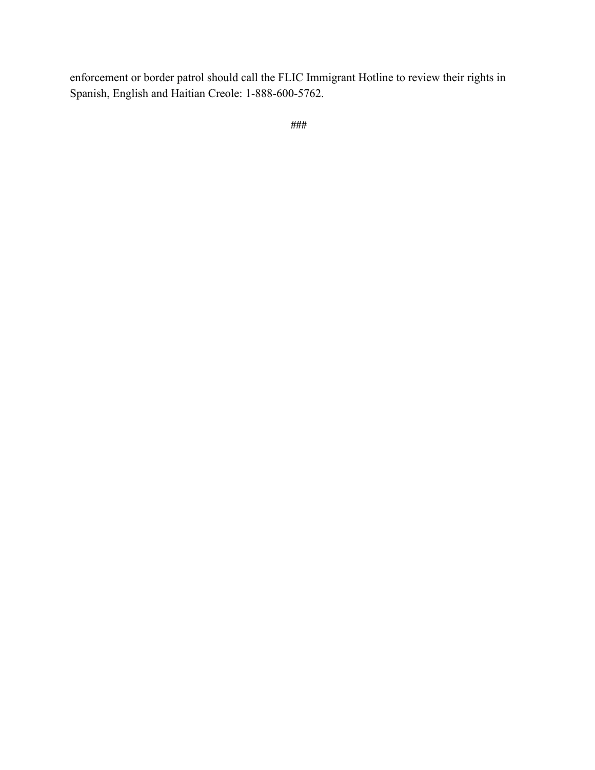enforcement or border patrol should call the FLIC Immigrant Hotline to review their rights in Spanish, English and Haitian Creole: 1-888-600-5762.

###